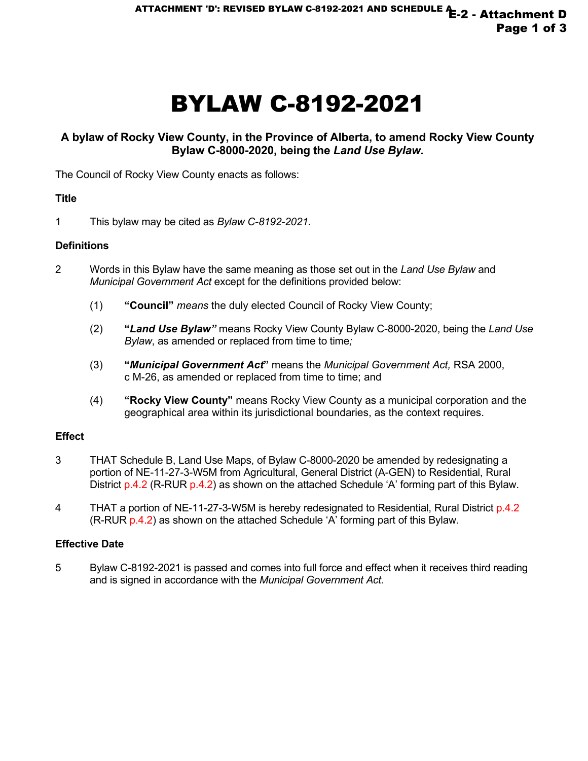# BYLAW C-8192-2021

### A bylaw of Rocky View County, in the Province of Alberta, to amend Rocky View County Bylaw C-8000-2020, being the *Land Use Bylaw.*

The Council of Rocky View County enacts as follows:

**Title**

1 This bylaw may be cited as *Bylaw C-8192-2021*.

**Definitions**

2 Words in this Bylaw have the same meaning as those set out in the *Land Use Bylaw* and *Municipal Government Act* except for the definitions provided below:

(1) **"Council"** *means* the duly elected Council of Rocky View County;

(2) **"*Land Use Bylaw*"** means Rocky View County Bylaw C-8000-2020, being the *Land Use Bylaw*, as amended or replaced from time to time*;*

(3) **"*Municipal Government Act*"** means the *Municipal Government Act,* RSA 2000, c M-26, as amended or replaced from time to time; and

(4) **"Rocky View County"** means Rocky View County as a municipal corporation and the geographical area within its jurisdictional boundaries, as the context requires.

**Effect**

3 THAT Schedule B, Land Use Maps, of Bylaw C-8000-2020 be amended by redesignating a portion of NE-11-27-3-W5M from Agricultural, General District (A-GEN) to Residential, Rural District p.4.2 (R-RUR p.4.2) as shown on the attached Schedule 'A' forming part of this Bylaw.

4 THAT a portion of NE-11-27-3-W5M is hereby redesignated to Residential, Rural District p.4.2 (R-RUR p.4.2) as shown on the attached Schedule 'A' forming part of this Bylaw.

**Effective Date**

5 Bylaw C-8192-2021 is passed and comes into full force and effect when it receives third reading and is signed in accordance with the *Municipal Government Act*.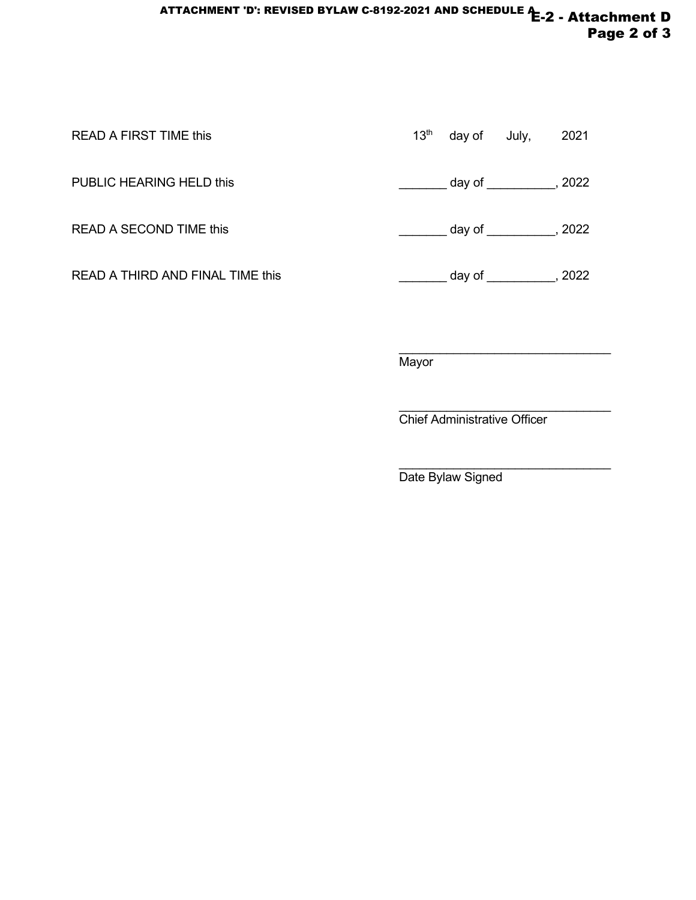READ A FIRST TIME this 13th day of July, 2021

PUBLIC HEARING HELD this _______ day of __________, 2022

READ A SECOND TIME this _______ day of __________, 2022

READ A THIRD AND FINAL TIME this _______ day of __________, 2022

_______________________________
Mayor

_______________________________
Chief Administrative Officer

_______________________________
Date Bylaw Signed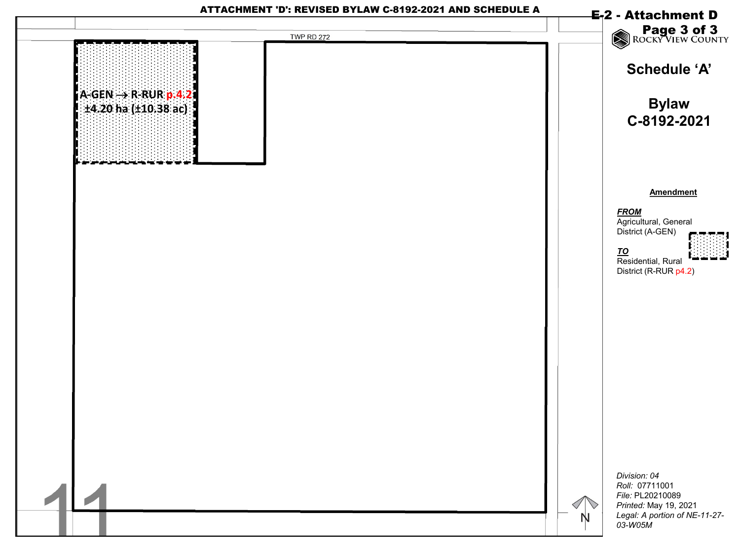# ATTACHMENT 'D': REVISED BYLAW C-8192-2021 AND SCHEDULE A

E-2 - Attachment D

Page 3 of 3

ROCKY VIEW COUNTY

## Schedule 'A'

## Bylaw C-8192-2021

TWP RD 272

A-GEN → R-RUR p.4.2
±4.20 ha (±10.38 ac)

11

N

**Amendment**

***FROM***
Agricultural, General District (A-GEN)

***TO***
Residential, Rural District (R-RUR p4.2)

*Division:* 04
*Roll:* 07711001
*File:* PL20210089
*Printed:* May 19, 2021
*Legal: A portion of NE-11-27-03-W05M*